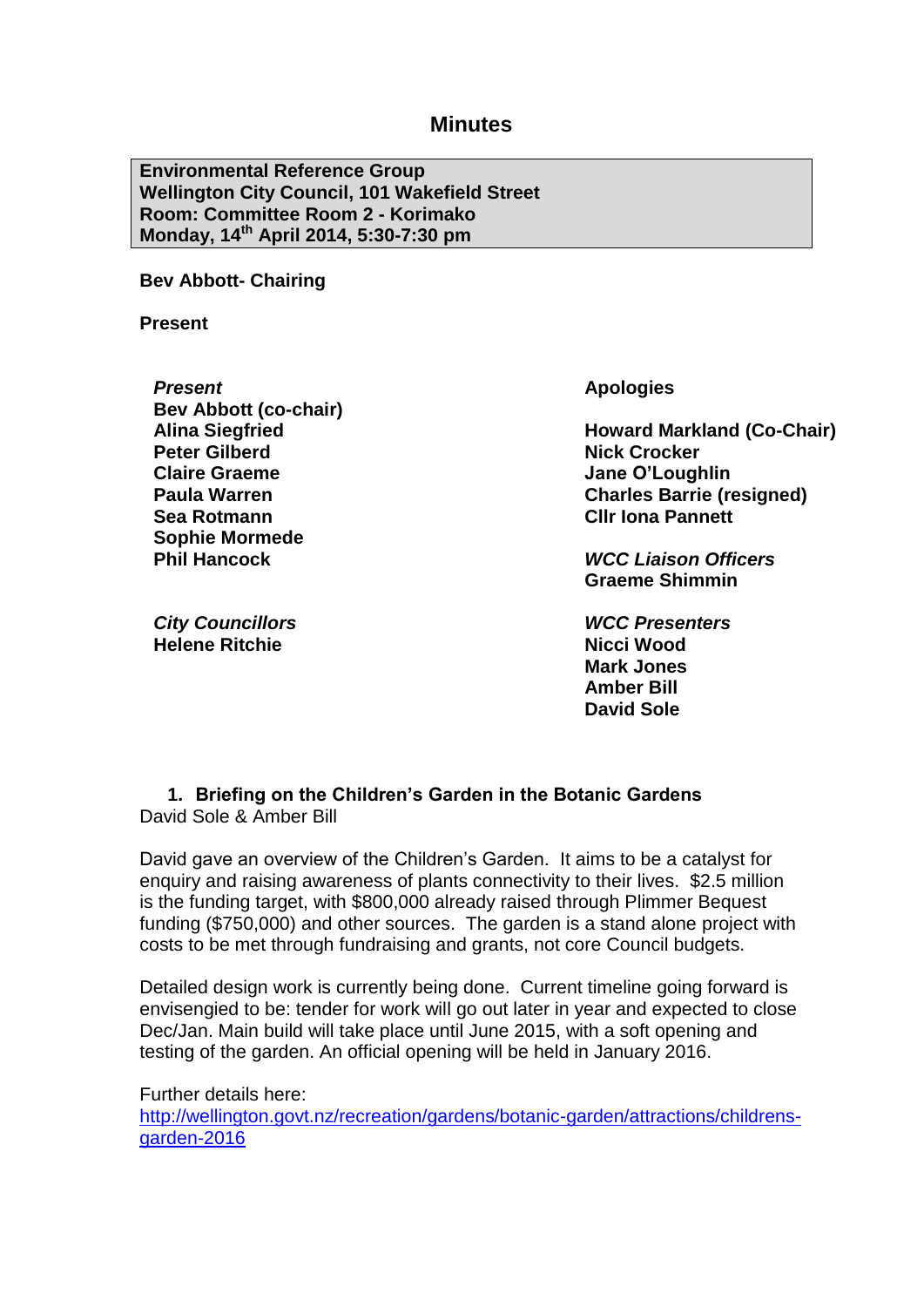# Minutes

**Environmental Reference Group**
**Wellington City Council, 101 Wakefield Street**
**Room: Committee Room 2 - Korimako**
**Monday, 14th April 2014, 5:30-7:30 pm**

**Bev Abbott- Chairing**

**Present**

***Present***
**Bev Abbott (co-chair)**
**Alina Siegfried**
**Peter Gilberd**
**Claire Graeme**
**Paula Warren**
**Sea Rotmann**
**Sophie Mormede**
**Phil Hancock**

***City Councillors***
**Helene Ritchie**

**Apologies**

**Howard Markland (Co-Chair)**
**Nick Crocker**
**Jane O'Loughlin**
**Charles Barrie (resigned)**
**Cllr Iona Pannett**

***WCC Liaison Officers***
**Graeme Shimmin**

***WCC Presenters***
**Nicci Wood**
**Mark Jones**
**Amber Bill**
**David Sole**

## 1. Briefing on the Children's Garden in the Botanic Gardens

David Sole & Amber Bill

David gave an overview of the Children's Garden. It aims to be a catalyst for enquiry and raising awareness of plants connectivity to their lives. $2.5 million is the funding target, with $800,000 already raised through Plimmer Bequest funding ($750,000) and other sources. The garden is a stand alone project with costs to be met through fundraising and grants, not core Council budgets.

Detailed design work is currently being done. Current timeline going forward is envisengied to be: tender for work will go out later in year and expected to close Dec/Jan. Main build will take place until June 2015, with a soft opening and testing of the garden. An official opening will be held in January 2016.

Further details here:
[http://wellington.govt.nz/recreation/gardens/botanic-garden/attractions/childrens-garden-2016](http://wellington.govt.nz/recreation/gardens/botanic-garden/attractions/childrens-garden-2016)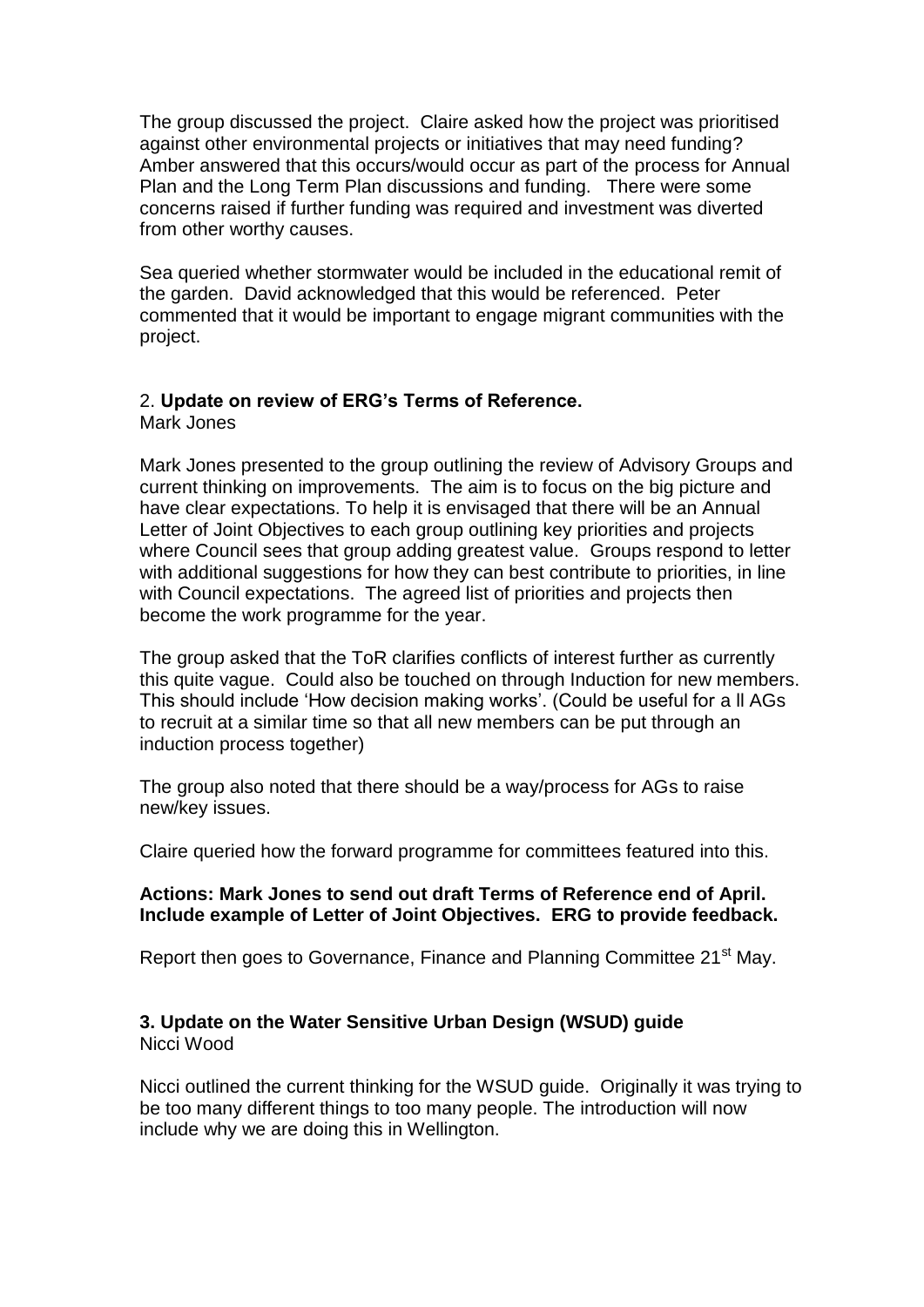The group discussed the project. Claire asked how the project was prioritised against other environmental projects or initiatives that may need funding? Amber answered that this occurs/would occur as part of the process for Annual Plan and the Long Term Plan discussions and funding. There were some concerns raised if further funding was required and investment was diverted from other worthy causes.

Sea queried whether stormwater would be included in the educational remit of the garden. David acknowledged that this would be referenced. Peter commented that it would be important to engage migrant communities with the project.

2. **Update on review of ERG's Terms of Reference.**
Mark Jones

Mark Jones presented to the group outlining the review of Advisory Groups and current thinking on improvements. The aim is to focus on the big picture and have clear expectations. To help it is envisaged that there will be an Annual Letter of Joint Objectives to each group outlining key priorities and projects where Council sees that group adding greatest value. Groups respond to letter with additional suggestions for how they can best contribute to priorities, in line with Council expectations. The agreed list of priorities and projects then become the work programme for the year.

The group asked that the ToR clarifies conflicts of interest further as currently this quite vague. Could also be touched on through Induction for new members. This should include 'How decision making works'. (Could be useful for a ll AGs to recruit at a similar time so that all new members can be put through an induction process together)

The group also noted that there should be a way/process for AGs to raise new/key issues.

Claire queried how the forward programme for committees featured into this.

**Actions: Mark Jones to send out draft Terms of Reference end of April. Include example of Letter of Joint Objectives. ERG to provide feedback.**

Report then goes to Governance, Finance and Planning Committee 21st May.

**3. Update on the Water Sensitive Urban Design (WSUD) guide**
Nicci Wood

Nicci outlined the current thinking for the WSUD guide. Originally it was trying to be too many different things to too many people. The introduction will now include why we are doing this in Wellington.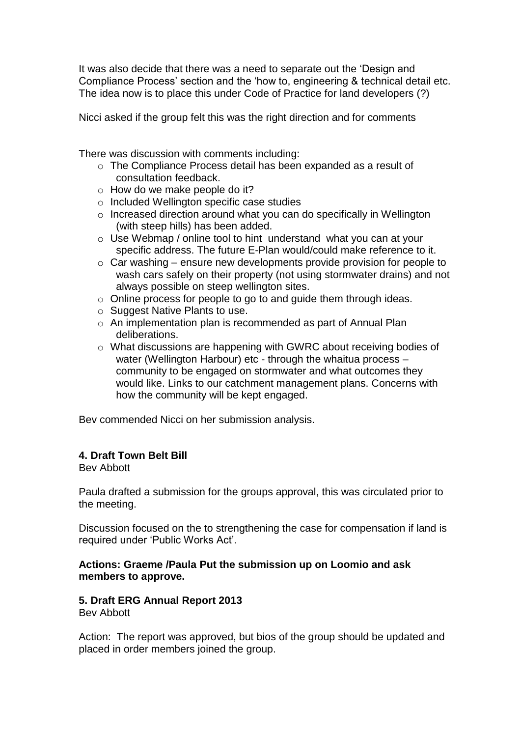It was also decide that there was a need to separate out the 'Design and Compliance Process' section and the 'how to, engineering & technical detail etc. The idea now is to place this under Code of Practice for land developers (?)

Nicci asked if the group felt this was the right direction and for comments

There was discussion with comments including:

- The Compliance Process detail has been expanded as a result of consultation feedback.
- How do we make people do it?
- Included Wellington specific case studies
- Increased direction around what you can do specifically in Wellington (with steep hills) has been added.
- Use Webmap / online tool to hint understand what you can at your specific address. The future E-Plan would/could make reference to it.
- Car washing – ensure new developments provide provision for people to wash cars safely on their property (not using stormwater drains) and not always possible on steep wellington sites.
- Online process for people to go to and guide them through ideas.
- Suggest Native Plants to use.
- An implementation plan is recommended as part of Annual Plan deliberations.
- What discussions are happening with GWRC about receiving bodies of water (Wellington Harbour) etc - through the whaitua process – community to be engaged on stormwater and what outcomes they would like. Links to our catchment management plans. Concerns with how the community will be kept engaged.

Bev commended Nicci on her submission analysis.

**4. Draft Town Belt Bill**

Bev Abbott

Paula drafted a submission for the groups approval, this was circulated prior to the meeting.

Discussion focused on the to strengthening the case for compensation if land is required under 'Public Works Act'.

**Actions: Graeme /Paula Put the submission up on Loomio and ask members to approve.**

**5. Draft ERG Annual Report 2013**

Bev Abbott

Action: The report was approved, but bios of the group should be updated and placed in order members joined the group.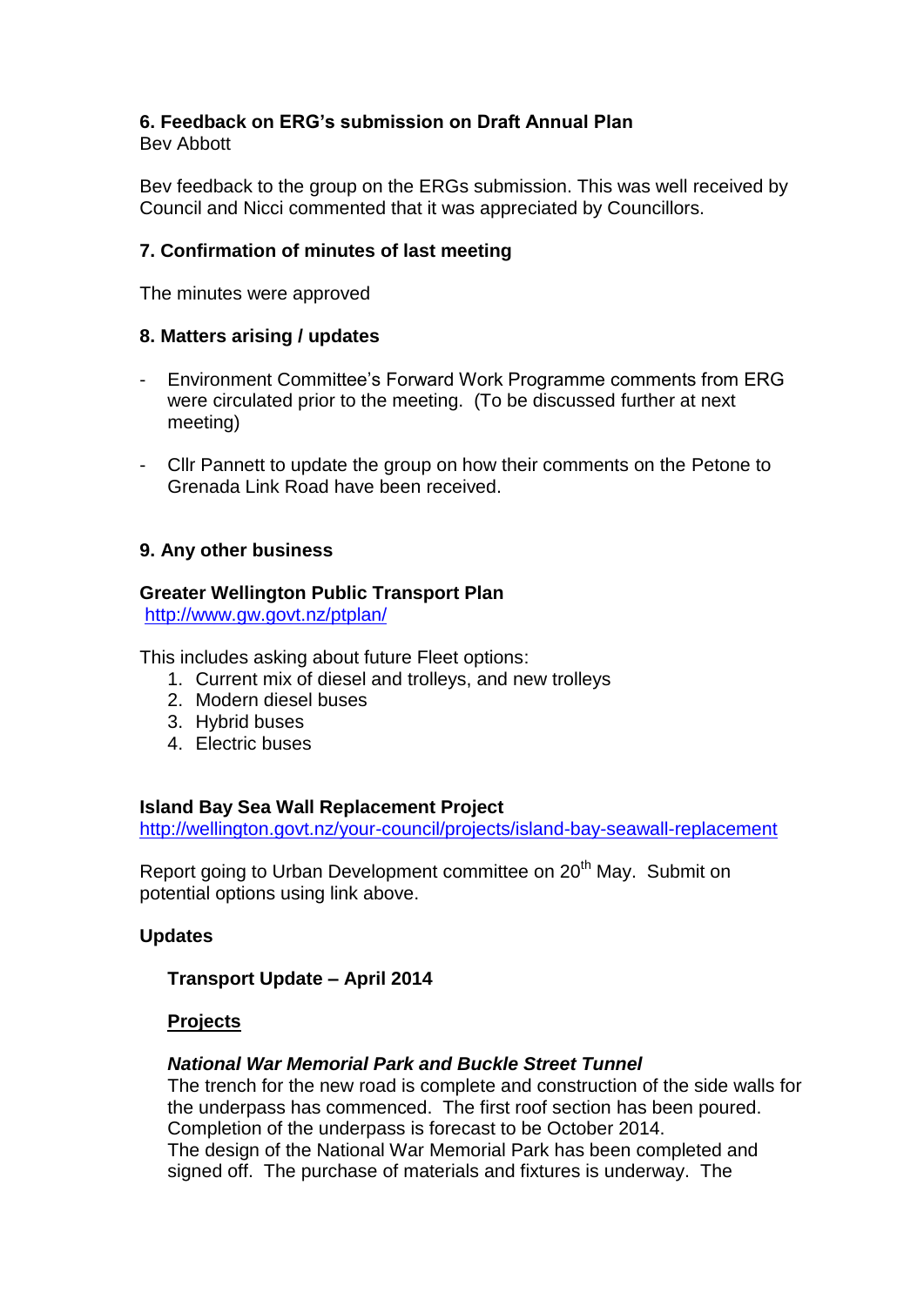### 6. Feedback on ERG's submission on Draft Annual Plan

Bev Abbott

Bev feedback to the group on the ERGs submission. This was well received by Council and Nicci commented that it was appreciated by Councillors.

### 7. Confirmation of minutes of last meeting

The minutes were approved

### 8. Matters arising / updates

- Environment Committee's Forward Work Programme comments from ERG were circulated prior to the meeting. (To be discussed further at next meeting)
- Cllr Pannett to update the group on how their comments on the Petone to Grenada Link Road have been received.

### 9. Any other business

**Greater Wellington Public Transport Plan**

http://www.gw.govt.nz/ptplan/

This includes asking about future Fleet options:

1. Current mix of diesel and trolleys, and new trolleys
2. Modern diesel buses
3. Hybrid buses
4. Electric buses

**Island Bay Sea Wall Replacement Project**

http://wellington.govt.nz/your-council/projects/island-bay-seawall-replacement

Report going to Urban Development committee on 20th May. Submit on potential options using link above.

**Updates**

**Transport Update – April 2014**

**Projects**

***National War Memorial Park and Buckle Street Tunnel***

The trench for the new road is complete and construction of the side walls for the underpass has commenced. The first roof section has been poured. Completion of the underpass is forecast to be October 2014.
The design of the National War Memorial Park has been completed and signed off. The purchase of materials and fixtures is underway. The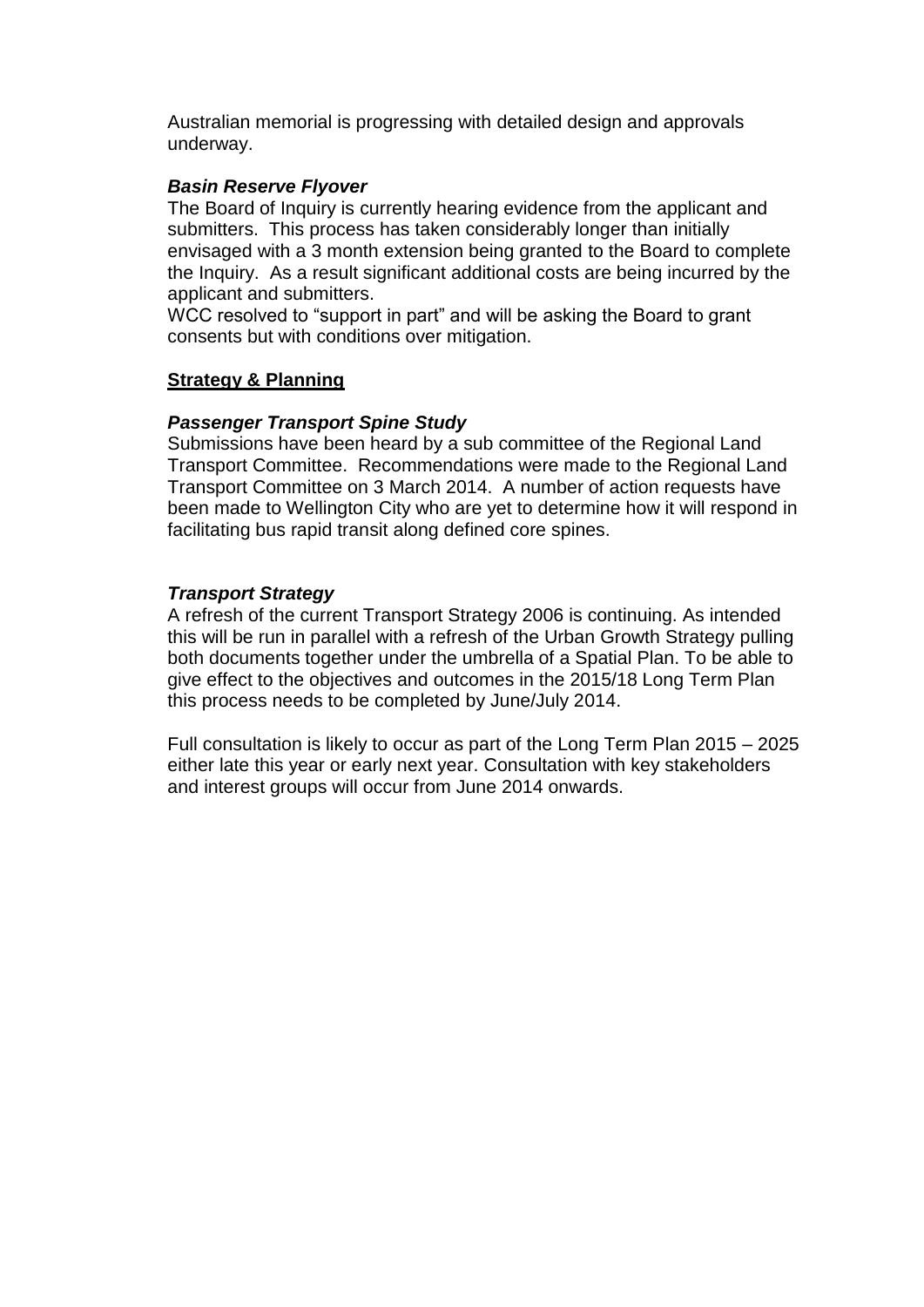Australian memorial is progressing with detailed design and approvals underway.

***Basin Reserve Flyover***

The Board of Inquiry is currently hearing evidence from the applicant and submitters. This process has taken considerably longer than initially envisaged with a 3 month extension being granted to the Board to complete the Inquiry. As a result significant additional costs are being incurred by the applicant and submitters.

WCC resolved to "support in part" and will be asking the Board to grant consents but with conditions over mitigation.

**Strategy & Planning**

***Passenger Transport Spine Study***

Submissions have been heard by a sub committee of the Regional Land Transport Committee. Recommendations were made to the Regional Land Transport Committee on 3 March 2014. A number of action requests have been made to Wellington City who are yet to determine how it will respond in facilitating bus rapid transit along defined core spines.

***Transport Strategy***

A refresh of the current Transport Strategy 2006 is continuing. As intended this will be run in parallel with a refresh of the Urban Growth Strategy pulling both documents together under the umbrella of a Spatial Plan. To be able to give effect to the objectives and outcomes in the 2015/18 Long Term Plan this process needs to be completed by June/July 2014.

Full consultation is likely to occur as part of the Long Term Plan 2015 – 2025 either late this year or early next year. Consultation with key stakeholders and interest groups will occur from June 2014 onwards.